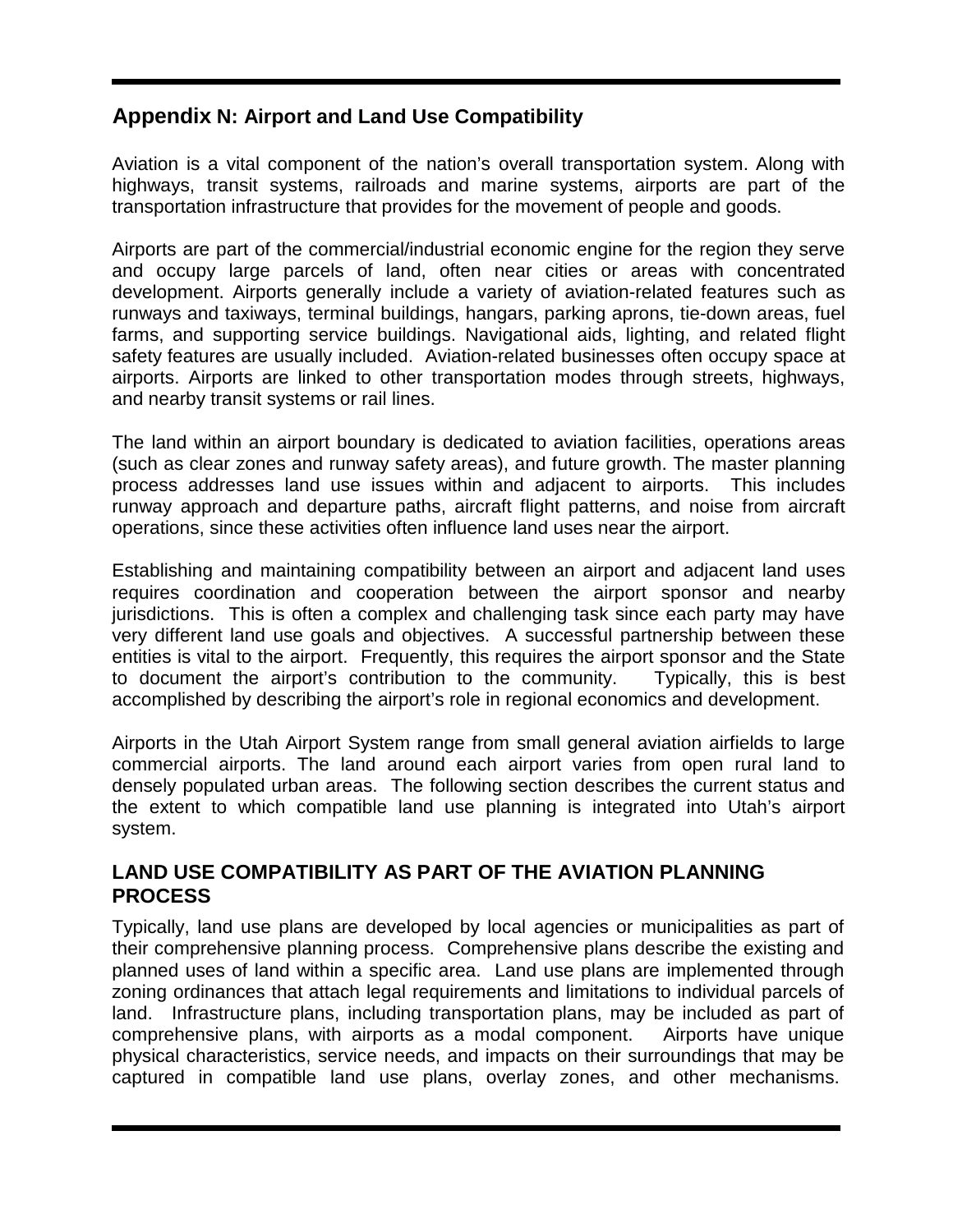## Appendix N: Airport and Land Use Compatibility

Aviation is a vital component of the nation's overall transportation system. Along with highways, transit systems, railroads and marine systems, airports are part of the transportation infrastructure that provides for the movement of people and goods.

Airports are part of the commercial/industrial economic engine for the region they serve and occupy large parcels of land, often near cities or areas with concentrated development. Airports generally include a variety of aviation-related features such as runways and taxiways, terminal buildings, hangars, parking aprons, tie-down areas, fuel farms, and supporting service buildings. Navigational aids, lighting, and related flight safety features are usually included. Aviation-related businesses often occupy space at airports. Airports are linked to other transportation modes through streets, highways, and nearby transit systems or rail lines.

The land within an airport boundary is dedicated to aviation facilities, operations areas (such as clear zones and runway safety areas), and future growth. The master planning process addresses land use issues within and adjacent to airports. This includes runway approach and departure paths, aircraft flight patterns, and noise from aircraft operations, since these activities often influence land uses near the airport.

Establishing and maintaining compatibility between an airport and adjacent land uses requires coordination and cooperation between the airport sponsor and nearby jurisdictions. This is often a complex and challenging task since each party may have very different land use goals and objectives. A successful partnership between these entities is vital to the airport. Frequently, this requires the airport sponsor and the State to document the airport's contribution to the community. Typically, this is best accomplished by describing the airport's role in regional economics and development.

Airports in the Utah Airport System range from small general aviation airfields to large commercial airports. The land around each airport varies from open rural land to densely populated urban areas. The following section describes the current status and the extent to which compatible land use planning is integrated into Utah's airport system.

### LAND USE COMPATIBILITY AS PART OF THE AVIATION PLANNING PROCESS

Typically, land use plans are developed by local agencies or municipalities as part of their comprehensive planning process. Comprehensive plans describe the existing and planned uses of land within a specific area. Land use plans are implemented through zoning ordinances that attach legal requirements and limitations to individual parcels of land. Infrastructure plans, including transportation plans, may be included as part of comprehensive plans, with airports as a modal component. Airports have unique physical characteristics, service needs, and impacts on their surroundings that may be captured in compatible land use plans, overlay zones, and other mechanisms.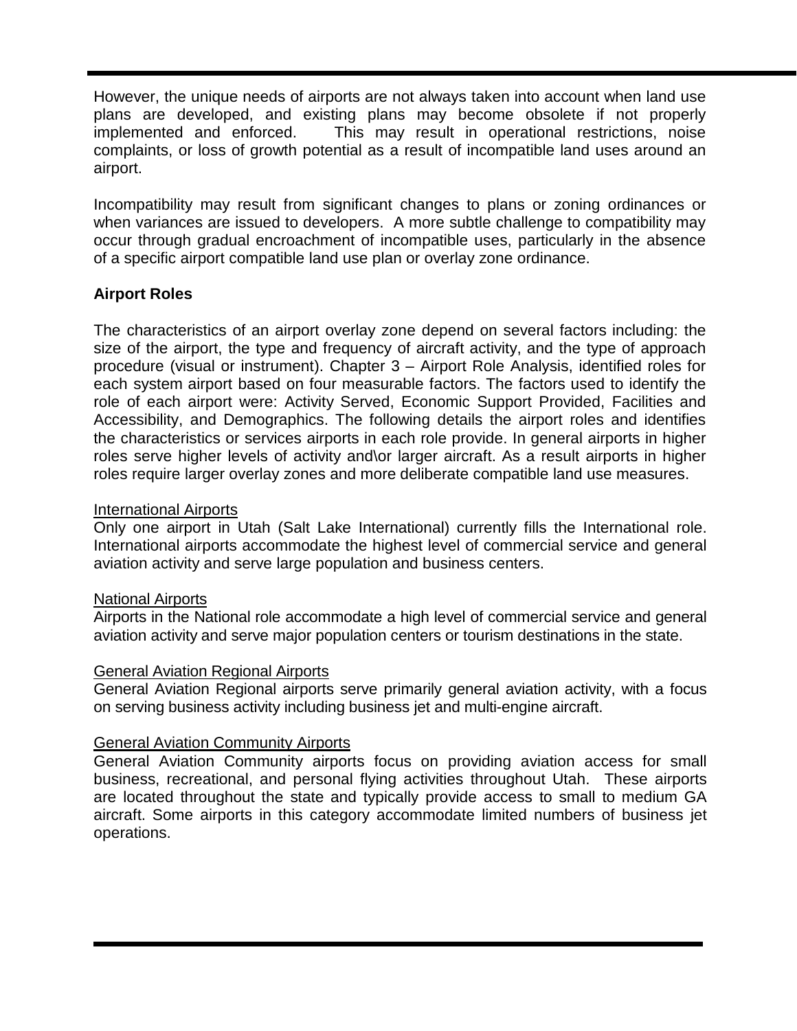However, the unique needs of airports are not always taken into account when land use plans are developed, and existing plans may become obsolete if not properly implemented and enforced. This may result in operational restrictions, noise complaints, or loss of growth potential as a result of incompatible land uses around an airport.

Incompatibility may result from significant changes to plans or zoning ordinances or when variances are issued to developers. A more subtle challenge to compatibility may occur through gradual encroachment of incompatible uses, particularly in the absence of a specific airport compatible land use plan or overlay zone ordinance.

**Airport Roles**

The characteristics of an airport overlay zone depend on several factors including: the size of the airport, the type and frequency of aircraft activity, and the type of approach procedure (visual or instrument). Chapter 3 – Airport Role Analysis, identified roles for each system airport based on four measurable factors. The factors used to identify the role of each airport were: Activity Served, Economic Support Provided, Facilities and Accessibility, and Demographics. The following details the airport roles and identifies the characteristics or services airports in each role provide. In general airports in higher roles serve higher levels of activity and\or larger aircraft. As a result airports in higher roles require larger overlay zones and more deliberate compatible land use measures.

<u>International Airports</u>
Only one airport in Utah (Salt Lake International) currently fills the International role. International airports accommodate the highest level of commercial service and general aviation activity and serve large population and business centers.

<u>National Airports</u>
Airports in the National role accommodate a high level of commercial service and general aviation activity and serve major population centers or tourism destinations in the state.

<u>General Aviation Regional Airports</u>
General Aviation Regional airports serve primarily general aviation activity, with a focus on serving business activity including business jet and multi-engine aircraft.

<u>General Aviation Community Airports</u>
General Aviation Community airports focus on providing aviation access for small business, recreational, and personal flying activities throughout Utah. These airports are located throughout the state and typically provide access to small to medium GA aircraft. Some airports in this category accommodate limited numbers of business jet operations.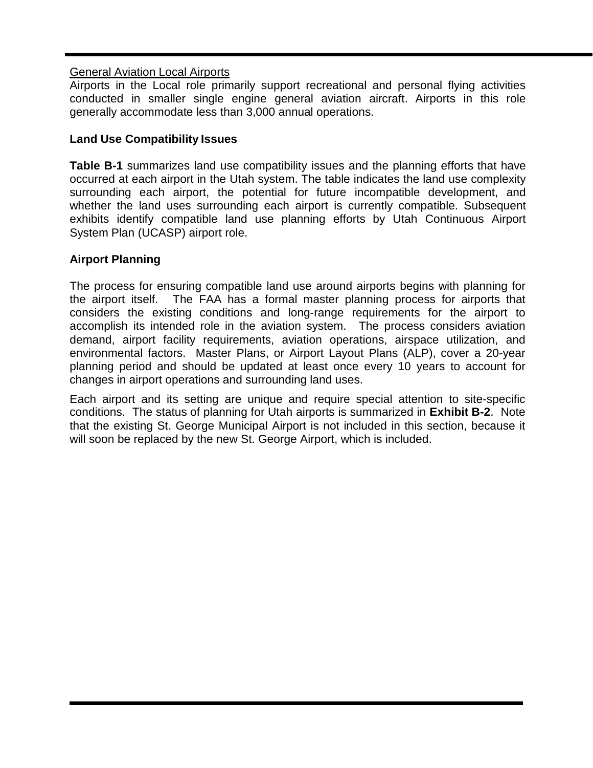General Aviation Local Airports

Airports in the Local role primarily support recreational and personal flying activities conducted in smaller single engine general aviation aircraft. Airports in this role generally accommodate less than 3,000 annual operations.

**Land Use Compatibility Issues**

**Table B-1** summarizes land use compatibility issues and the planning efforts that have occurred at each airport in the Utah system. The table indicates the land use complexity surrounding each airport, the potential for future incompatible development, and whether the land uses surrounding each airport is currently compatible. Subsequent exhibits identify compatible land use planning efforts by Utah Continuous Airport System Plan (UCASP) airport role.

**Airport Planning**

The process for ensuring compatible land use around airports begins with planning for the airport itself. The FAA has a formal master planning process for airports that considers the existing conditions and long-range requirements for the airport to accomplish its intended role in the aviation system. The process considers aviation demand, airport facility requirements, aviation operations, airspace utilization, and environmental factors. Master Plans, or Airport Layout Plans (ALP), cover a 20-year planning period and should be updated at least once every 10 years to account for changes in airport operations and surrounding land uses.

Each airport and its setting are unique and require special attention to site-specific conditions. The status of planning for Utah airports is summarized in **Exhibit B-2**. Note that the existing St. George Municipal Airport is not included in this section, because it will soon be replaced by the new St. George Airport, which is included.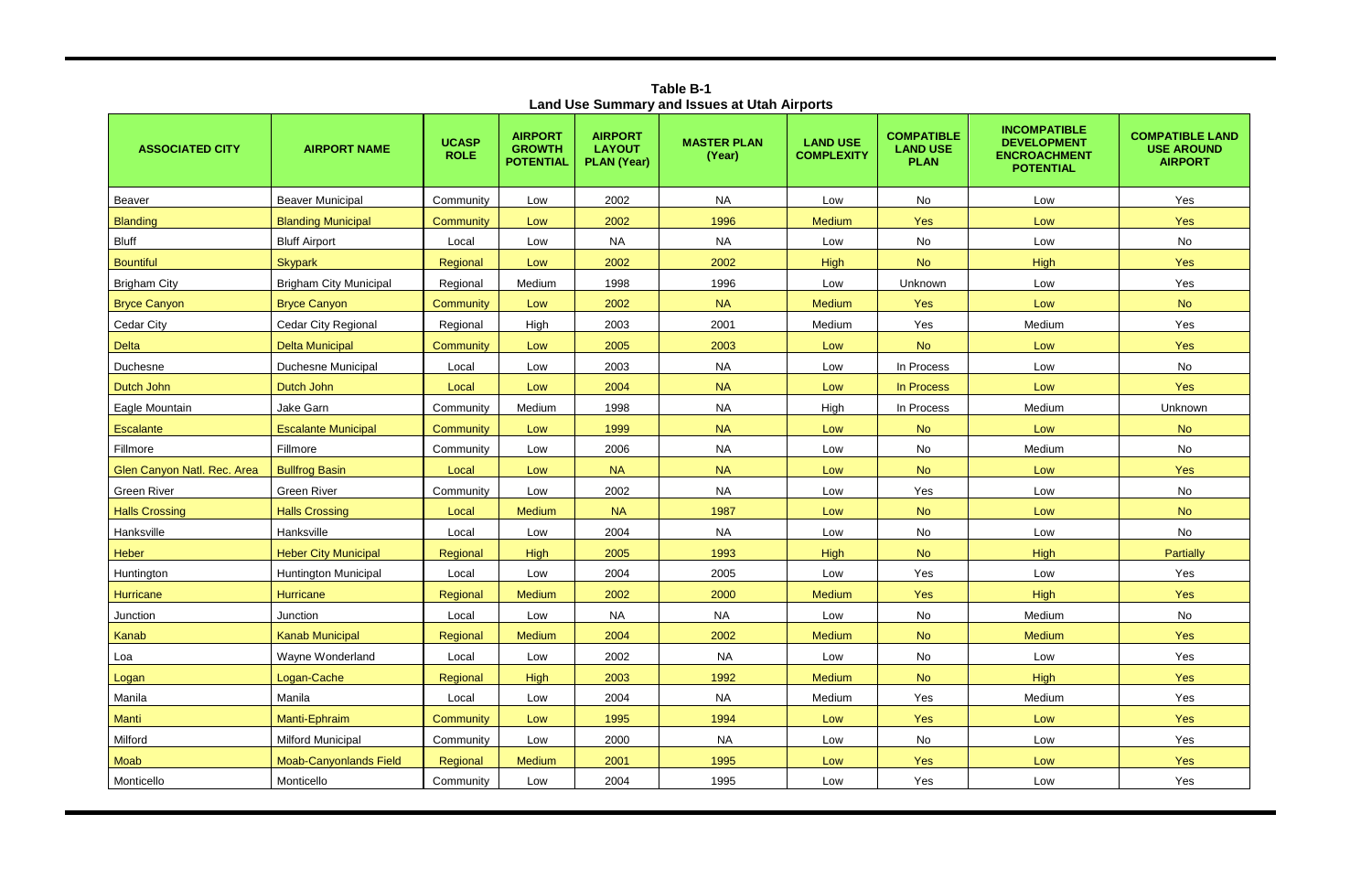**Table B-1**
**Land Use Summary and Issues at Utah Airports**

| ASSOCIATED CITY | AIRPORT NAME | UCASP ROLE | AIRPORT GROWTH POTENTIAL | AIRPORT LAYOUT PLAN (Year) | MASTER PLAN (Year) | LAND USE COMPLEXITY | COMPATIBLE LAND USE PLAN | INCOMPATIBLE DEVELOPMENT ENCROACHMENT POTENTIAL | COMPATIBLE LAND USE AROUND AIRPORT |
|---|---|---|---|---|---|---|---|---|---|
| Beaver | Beaver Municipal | Community | Low | 2002 | NA | Low | No | Low | Yes |
| Blanding | Blanding Municipal | Community | Low | 2002 | 1996 | Medium | Yes | Low | Yes |
| Bluff | Bluff Airport | Local | Low | NA | NA | Low | No | Low | No |
| Bountiful | Skypark | Regional | Low | 2002 | 2002 | High | No | High | Yes |
| Brigham City | Brigham City Municipal | Regional | Medium | 1998 | 1996 | Low | Unknown | Low | Yes |
| Bryce Canyon | Bryce Canyon | Community | Low | 2002 | NA | Medium | Yes | Low | No |
| Cedar City | Cedar City Regional | Regional | High | 2003 | 2001 | Medium | Yes | Medium | Yes |
| Delta | Delta Municipal | Community | Low | 2005 | 2003 | Low | No | Low | Yes |
| Duchesne | Duchesne Municipal | Local | Low | 2003 | NA | Low | In Process | Low | No |
| Dutch John | Dutch John | Local | Low | 2004 | NA | Low | In Process | Low | Yes |
| Eagle Mountain | Jake Garn | Community | Medium | 1998 | NA | High | In Process | Medium | Unknown |
| Escalante | Escalante Municipal | Community | Low | 1999 | NA | Low | No | Low | No |
| Fillmore | Fillmore | Community | Low | 2006 | NA | Low | No | Medium | No |
| Glen Canyon Natl. Rec. Area | Bullfrog Basin | Local | Low | NA | NA | Low | No | Low | Yes |
| Green River | Green River | Community | Low | 2002 | NA | Low | Yes | Low | No |
| Halls Crossing | Halls Crossing | Local | Medium | NA | 1987 | Low | No | Low | No |
| Hanksville | Hanksville | Local | Low | 2004 | NA | Low | No | Low | No |
| Heber | Heber City Municipal | Regional | High | 2005 | 1993 | High | No | High | Partially |
| Huntington | Huntington Municipal | Local | Low | 2004 | 2005 | Low | Yes | Low | Yes |
| Hurricane | Hurricane | Regional | Medium | 2002 | 2000 | Medium | Yes | High | Yes |
| Junction | Junction | Local | Low | NA | NA | Low | No | Medium | No |
| Kanab | Kanab Municipal | Regional | Medium | 2004 | 2002 | Medium | No | Medium | Yes |
| Loa | Wayne Wonderland | Local | Low | 2002 | NA | Low | No | Low | Yes |
| Logan | Logan-Cache | Regional | High | 2003 | 1992 | Medium | No | High | Yes |
| Manila | Manila | Local | Low | 2004 | NA | Medium | Yes | Medium | Yes |
| Manti | Manti-Ephraim | Community | Low | 1995 | 1994 | Low | Yes | Low | Yes |
| Milford | Milford Municipal | Community | Low | 2000 | NA | Low | No | Low | Yes |
| Moab | Moab-Canyonlands Field | Regional | Medium | 2001 | 1995 | Low | Yes | Low | Yes |
| Monticello | Monticello | Community | Low | 2004 | 1995 | Low | Yes | Low | Yes |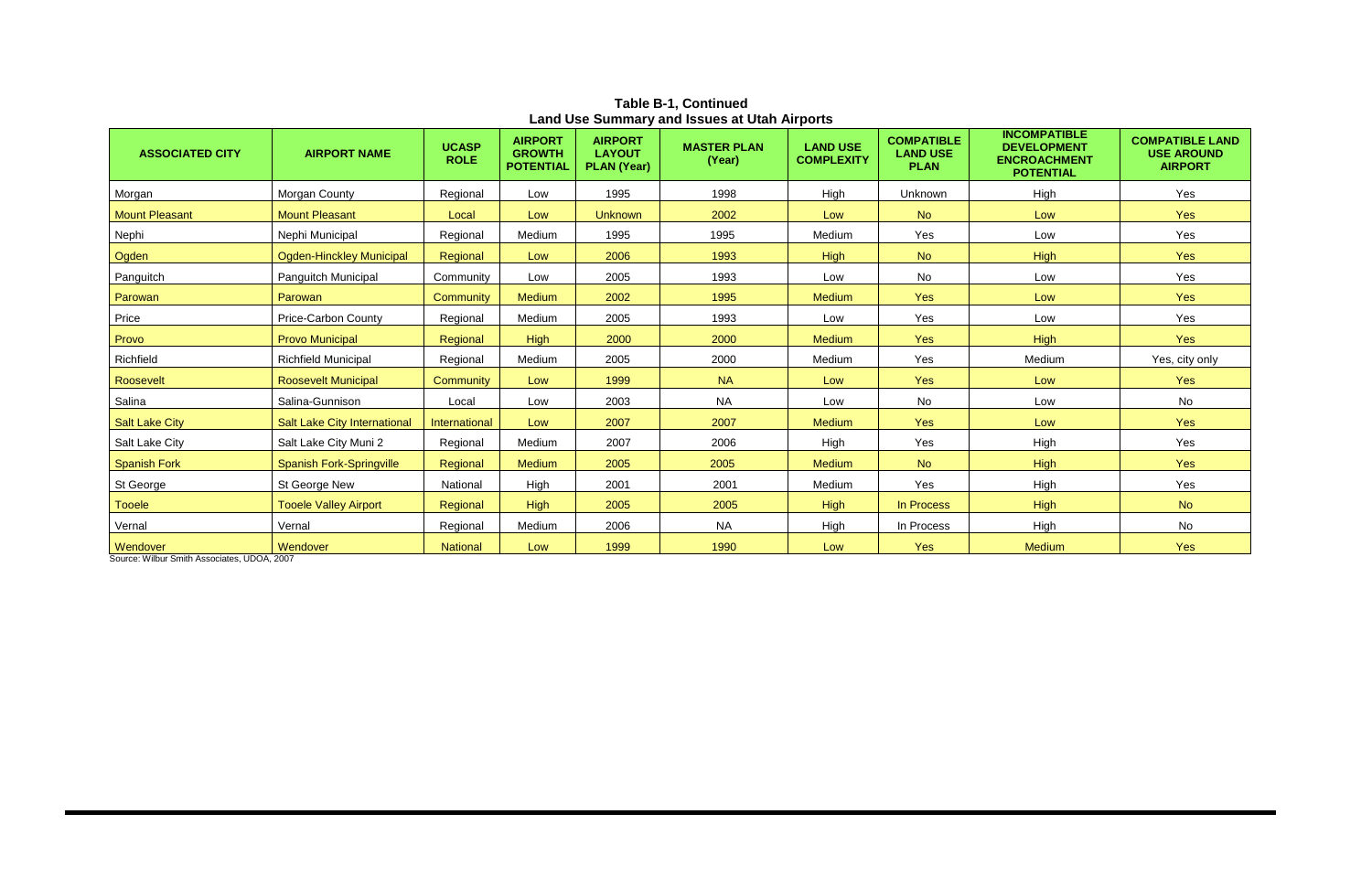**Table B-1, Continued**
**Land Use Summary and Issues at Utah Airports**

| ASSOCIATED CITY | AIRPORT NAME | UCASP ROLE | AIRPORT GROWTH POTENTIAL | AIRPORT LAYOUT PLAN (Year) | MASTER PLAN (Year) | LAND USE COMPLEXITY | COMPATIBLE LAND USE PLAN | INCOMPATIBLE DEVELOPMENT ENCROACHMENT POTENTIAL | COMPATIBLE LAND USE AROUND AIRPORT |
|---|---|---|---|---|---|---|---|---|---|
| Morgan | Morgan County | Regional | Low | 1995 | 1998 | High | Unknown | High | Yes |
| Mount Pleasant | Mount Pleasant | Local | Low | Unknown | 2002 | Low | No | Low | Yes |
| Nephi | Nephi Municipal | Regional | Medium | 1995 | 1995 | Medium | Yes | Low | Yes |
| Ogden | Ogden-Hinckley Municipal | Regional | Low | 2006 | 1993 | High | No | High | Yes |
| Panguitch | Panguitch Municipal | Community | Low | 2005 | 1993 | Low | No | Low | Yes |
| Parowan | Parowan | Community | Medium | 2002 | 1995 | Medium | Yes | Low | Yes |
| Price | Price-Carbon County | Regional | Medium | 2005 | 1993 | Low | Yes | Low | Yes |
| Provo | Provo Municipal | Regional | High | 2000 | 2000 | Medium | Yes | High | Yes |
| Richfield | Richfield Municipal | Regional | Medium | 2005 | 2000 | Medium | Yes | Medium | Yes, city only |
| Roosevelt | Roosevelt Municipal | Community | Low | 1999 | NA | Low | Yes | Low | Yes |
| Salina | Salina-Gunnison | Local | Low | 2003 | NA | Low | No | Low | No |
| Salt Lake City | Salt Lake City International | International | Low | 2007 | 2007 | Medium | Yes | Low | Yes |
| Salt Lake City | Salt Lake City Muni 2 | Regional | Medium | 2007 | 2006 | High | Yes | High | Yes |
| Spanish Fork | Spanish Fork-Springville | Regional | Medium | 2005 | 2005 | Medium | No | High | Yes |
| St George | St George New | National | High | 2001 | 2001 | Medium | Yes | High | Yes |
| Tooele | Tooele Valley Airport | Regional | High | 2005 | 2005 | High | In Process | High | No |
| Vernal | Vernal | Regional | Medium | 2006 | NA | High | In Process | High | No |
| Wendover | Wendover | National | Low | 1999 | 1990 | Low | Yes | Medium | Yes |

Source: Wilbur Smith Associates, UDOA, 2007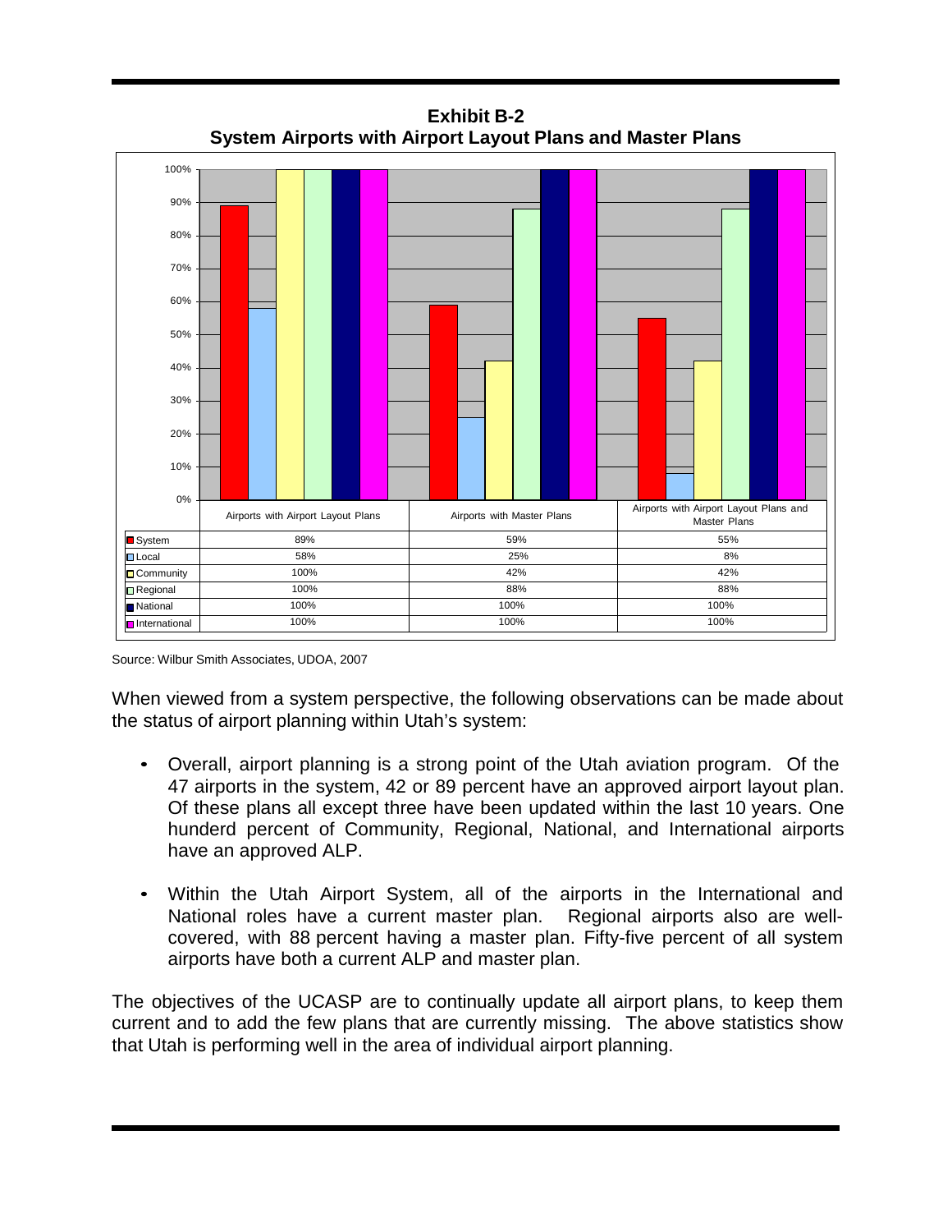**Exhibit B-2**
**System Airports with Airport Layout Plans and Master Plans**

| | Airports with Airport Layout Plans | Airports with Master Plans | Airports with Airport Layout Plans and Master Plans |
|---|---|---|---|
| System | 89% | 59% | 55% |
| Local | 58% | 25% | 8% |
| Community | 100% | 42% | 42% |
| Regional | 100% | 88% | 88% |
| National | 100% | 100% | 100% |
| International | 100% | 100% | 100% |

Source: Wilbur Smith Associates, UDOA, 2007

When viewed from a system perspective, the following observations can be made about the status of airport planning within Utah's system:

- Overall, airport planning is a strong point of the Utah aviation program. Of the 47 airports in the system, 42 or 89 percent have an approved airport layout plan. Of these plans all except three have been updated within the last 10 years. One hunderd percent of Community, Regional, National, and International airports have an approved ALP.

- Within the Utah Airport System, all of the airports in the International and National roles have a current master plan. Regional airports also are well-covered, with 88 percent having a master plan. Fifty-five percent of all system airports have both a current ALP and master plan.

The objectives of the UCASP are to continually update all airport plans, to keep them current and to add the few plans that are currently missing. The above statistics show that Utah is performing well in the area of individual airport planning.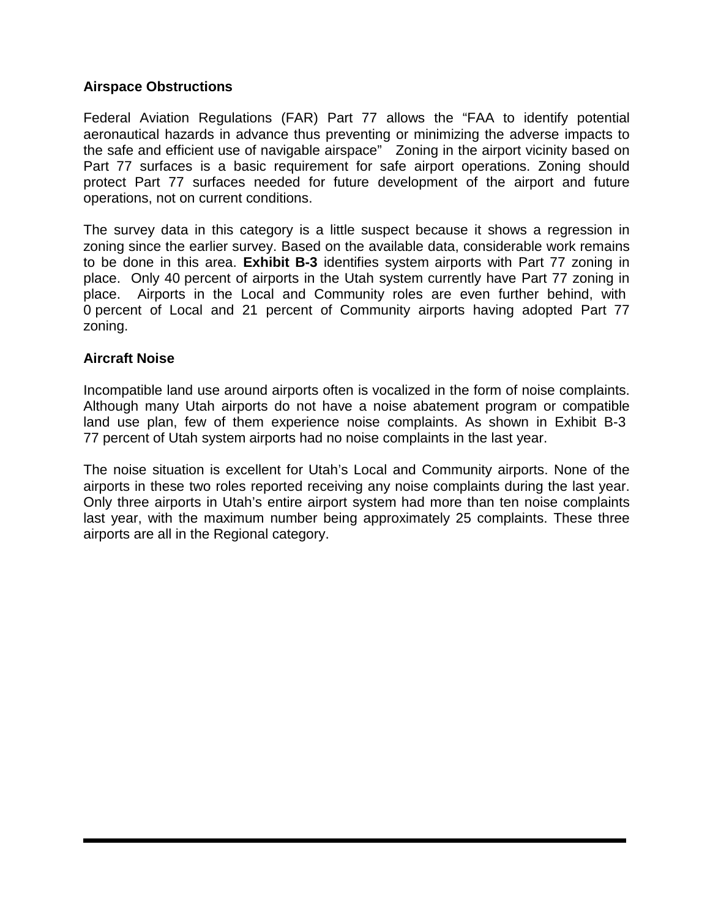### Airspace Obstructions

Federal Aviation Regulations (FAR) Part 77 allows the "FAA to identify potential aeronautical hazards in advance thus preventing or minimizing the adverse impacts to the safe and efficient use of navigable airspace" Zoning in the airport vicinity based on Part 77 surfaces is a basic requirement for safe airport operations. Zoning should protect Part 77 surfaces needed for future development of the airport and future operations, not on current conditions.

The survey data in this category is a little suspect because it shows a regression in zoning since the earlier survey. Based on the available data, considerable work remains to be done in this area. **Exhibit B-3** identifies system airports with Part 77 zoning in place. Only 40 percent of airports in the Utah system currently have Part 77 zoning in place. Airports in the Local and Community roles are even further behind, with 0 percent of Local and 21 percent of Community airports having adopted Part 77 zoning.

### Aircraft Noise

Incompatible land use around airports often is vocalized in the form of noise complaints. Although many Utah airports do not have a noise abatement program or compatible land use plan, few of them experience noise complaints. As shown in Exhibit B-3 77 percent of Utah system airports had no noise complaints in the last year.

The noise situation is excellent for Utah's Local and Community airports. None of the airports in these two roles reported receiving any noise complaints during the last year. Only three airports in Utah's entire airport system had more than ten noise complaints last year, with the maximum number being approximately 25 complaints. These three airports are all in the Regional category.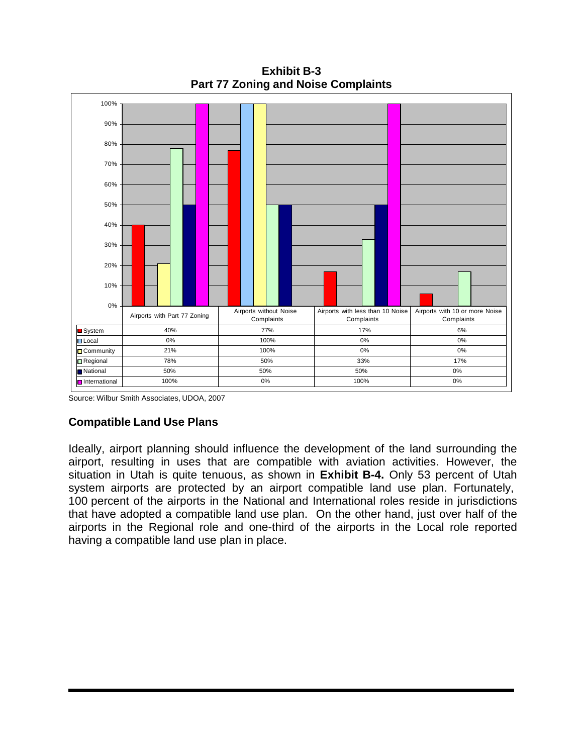**Exhibit B-3**
**Part 77 Zoning and Noise Complaints**

| | Airports with Part 77 Zoning | Airports without Noise Complaints | Airports with less than 10 Noise Complaints | Airports with 10 or more Noise Complaints |
|---|---|---|---|---|
| System | 40% | 77% | 17% | 6% |
| Local | 0% | 100% | 0% | 0% |
| Community | 21% | 100% | 0% | 0% |
| Regional | 78% | 50% | 33% | 17% |
| National | 50% | 50% | 50% | 0% |
| International | 100% | 0% | 100% | 0% |

Source: Wilbur Smith Associates, UDOA, 2007

## Compatible Land Use Plans

Ideally, airport planning should influence the development of the land surrounding the airport, resulting in uses that are compatible with aviation activities. However, the situation in Utah is quite tenuous, as shown in **Exhibit B-4.** Only 53 percent of Utah system airports are protected by an airport compatible land use plan. Fortunately, 100 percent of the airports in the National and International roles reside in jurisdictions that have adopted a compatible land use plan. On the other hand, just over half of the airports in the Regional role and one-third of the airports in the Local role reported having a compatible land use plan in place.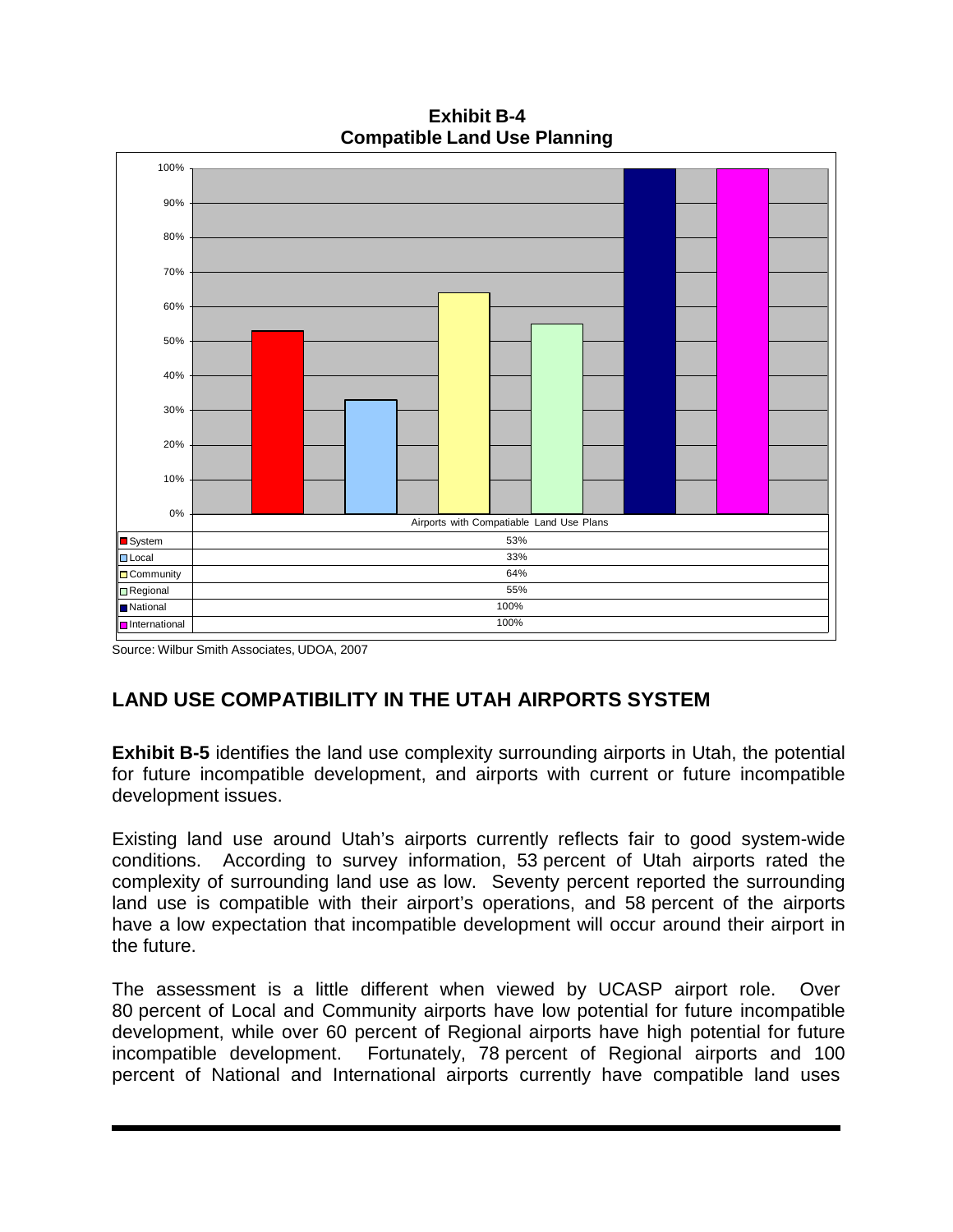**Exhibit B-4**
**Compatible Land Use Planning**

| | Airports with Compatiable Land Use Plans |
|---|---|
| System | 53% |
| Local | 33% |
| Community | 64% |
| Regional | 55% |
| National | 100% |
| International | 100% |

Source: Wilbur Smith Associates, UDOA, 2007

## LAND USE COMPATIBILITY IN THE UTAH AIRPORTS SYSTEM

**Exhibit B-5** identifies the land use complexity surrounding airports in Utah, the potential for future incompatible development, and airports with current or future incompatible development issues.

Existing land use around Utah's airports currently reflects fair to good system-wide conditions. According to survey information, 53 percent of Utah airports rated the complexity of surrounding land use as low. Seventy percent reported the surrounding land use is compatible with their airport's operations, and 58 percent of the airports have a low expectation that incompatible development will occur around their airport in the future.

The assessment is a little different when viewed by UCASP airport role. Over 80 percent of Local and Community airports have low potential for future incompatible development, while over 60 percent of Regional airports have high potential for future incompatible development. Fortunately, 78 percent of Regional airports and 100 percent of National and International airports currently have compatible land uses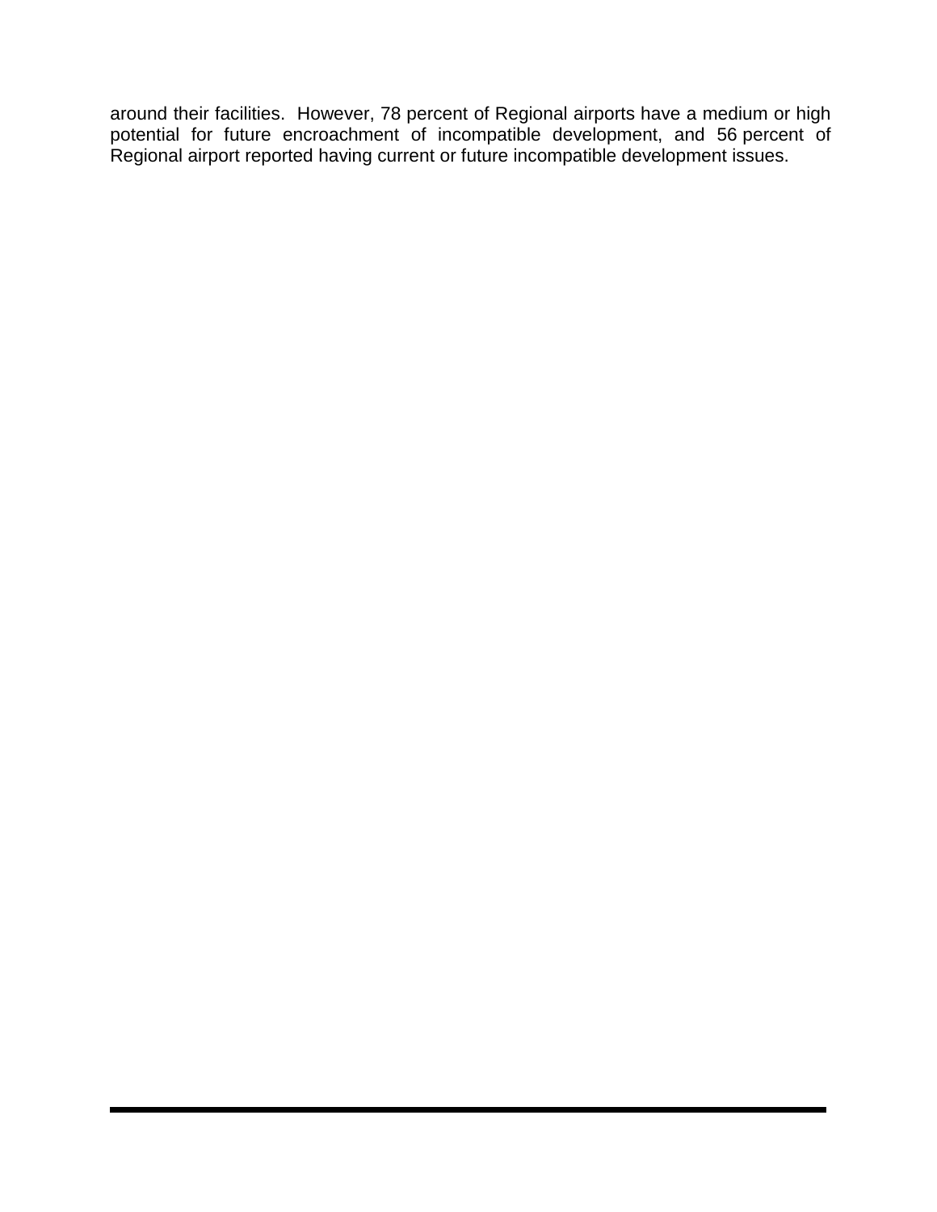around their facilities. However, 78 percent of Regional airports have a medium or high potential for future encroachment of incompatible development, and 56 percent of Regional airport reported having current or future incompatible development issues.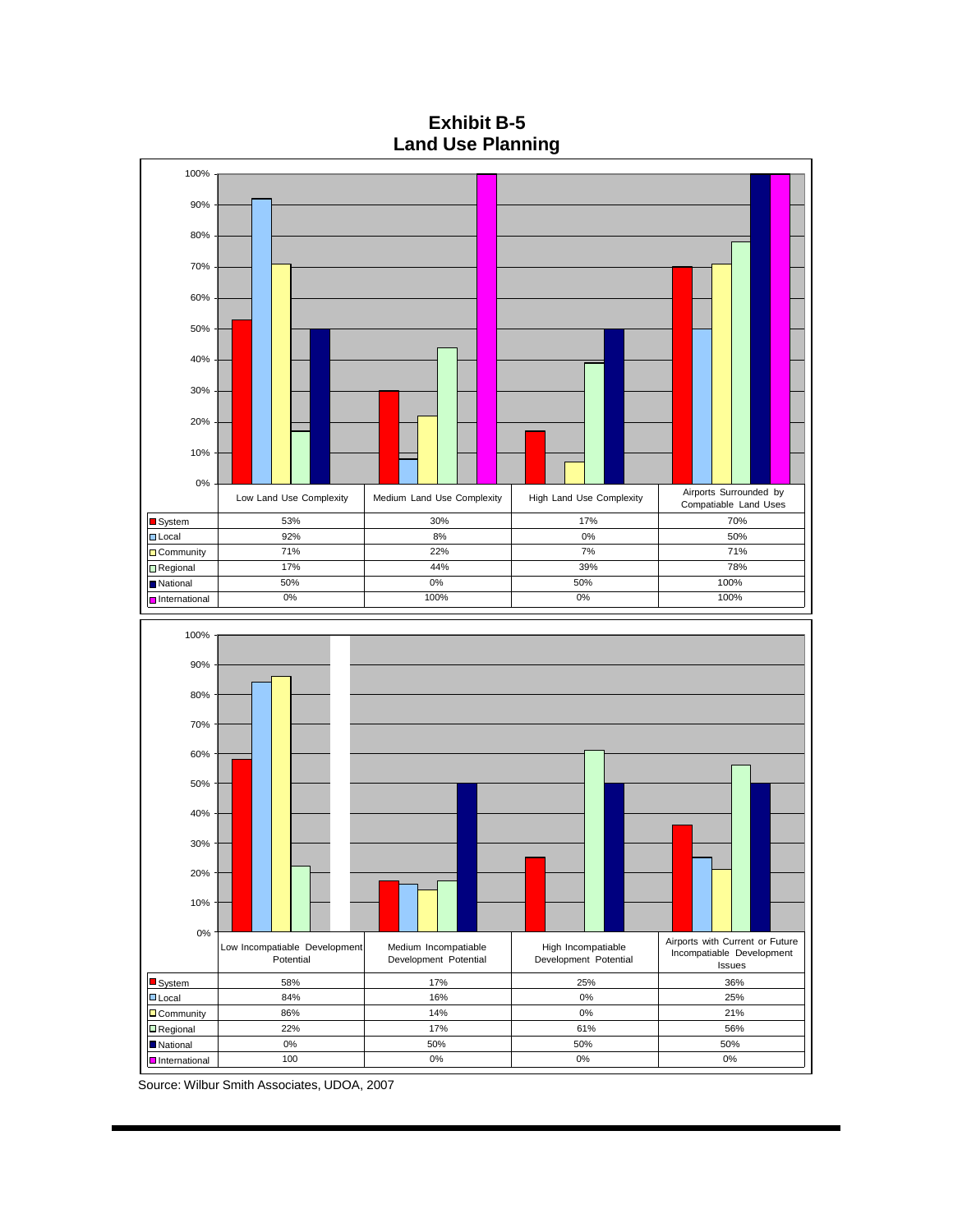# Exhibit B-5
# Land Use Planning

| | Low Land Use Complexity | Medium Land Use Complexity | High Land Use Complexity | Airports Surrounded by Compatiable Land Uses |
|---|---|---|---|---|
| System | 53% | 30% | 17% | 70% |
| Local | 92% | 8% | 0% | 50% |
| Community | 71% | 22% | 7% | 71% |
| Regional | 17% | 44% | 39% | 78% |
| National | 50% | 0% | 50% | 100% |
| International | 0% | 100% | 0% | 100% |

| | Low Incompatiable Development Potential | Medium Incompatiable Development Potential | High Incompatiable Development Potential | Airports with Current or Future Incompatiable Development Issues |
|---|---|---|---|---|
| System | 58% | 17% | 25% | 36% |
| Local | 84% | 16% | 0% | 25% |
| Community | 86% | 14% | 0% | 21% |
| Regional | 22% | 17% | 61% | 56% |
| National | 0% | 50% | 50% | 50% |
| International | 100 | 0% | 0% | 0% |

Source: Wilbur Smith Associates, UDOA, 2007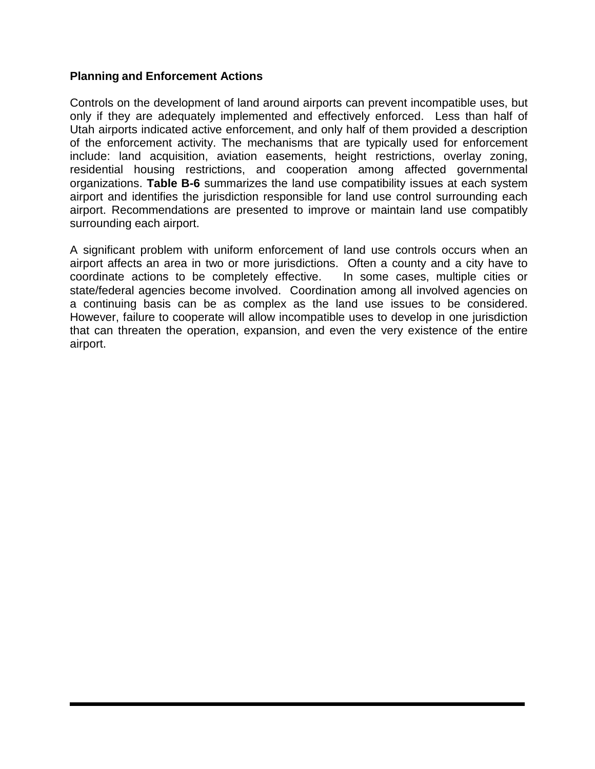### Planning and Enforcement Actions

Controls on the development of land around airports can prevent incompatible uses, but only if they are adequately implemented and effectively enforced. Less than half of Utah airports indicated active enforcement, and only half of them provided a description of the enforcement activity. The mechanisms that are typically used for enforcement include: land acquisition, aviation easements, height restrictions, overlay zoning, residential housing restrictions, and cooperation among affected governmental organizations. **Table B-6** summarizes the land use compatibility issues at each system airport and identifies the jurisdiction responsible for land use control surrounding each airport. Recommendations are presented to improve or maintain land use compatibly surrounding each airport.

A significant problem with uniform enforcement of land use controls occurs when an airport affects an area in two or more jurisdictions. Often a county and a city have to coordinate actions to be completely effective. In some cases, multiple cities or state/federal agencies become involved. Coordination among all involved agencies on a continuing basis can be as complex as the land use issues to be considered. However, failure to cooperate will allow incompatible uses to develop in one jurisdiction that can threaten the operation, expansion, and even the very existence of the entire airport.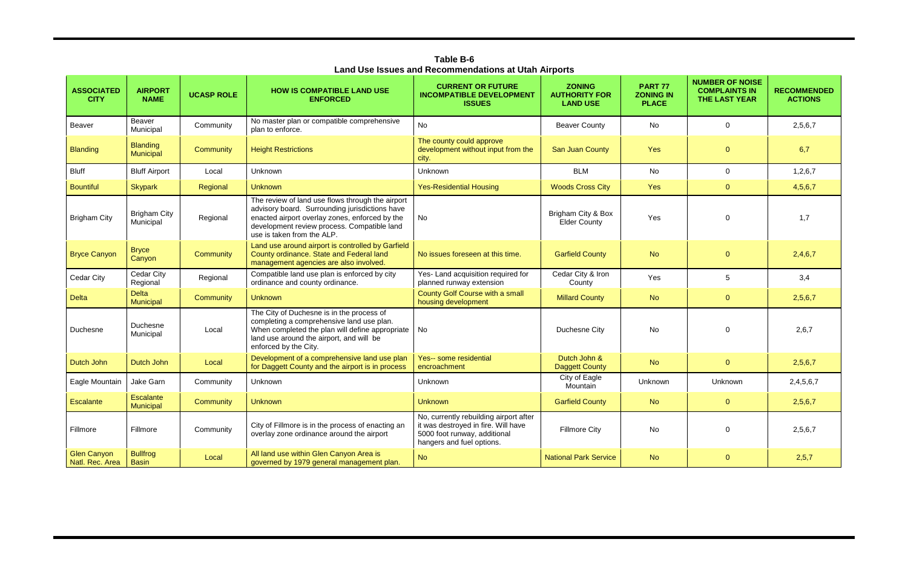**Table B-6**
**Land Use Issues and Recommendations at Utah Airports**

| ASSOCIATED CITY | AIRPORT NAME | UCASP ROLE | HOW IS COMPATIBLE LAND USE ENFORCED | CURRENT OR FUTURE INCOMPATIBLE DEVELOPMENT ISSUES | ZONING AUTHORITY FOR LAND USE | PART 77 ZONING IN PLACE | NUMBER OF NOISE COMPLAINTS IN THE LAST YEAR | RECOMMENDED ACTIONS |
|---|---|---|---|---|---|---|---|---|
| Beaver | Beaver Municipal | Community | No master plan or compatible comprehensive plan to enforce. | No | Beaver County | No | 0 | 2,5,6,7 |
| Blanding | Blanding Municipal | Community | Height Restrictions | The county could approve development without input from the city. | San Juan County | Yes | 0 | 6,7 |
| Bluff | Bluff Airport | Local | Unknown | Unknown | BLM | No | 0 | 1,2,6,7 |
| Bountiful | Skypark | Regional | Unknown | Yes-Residential Housing | Woods Cross City | Yes | 0 | 4,5,6,7 |
| Brigham City | Brigham City Municipal | Regional | The review of land use flows through the airport advisory board. Surrounding jurisdictions have enacted airport overlay zones, enforced by the development review process. Compatible land use is taken from the ALP. | No | Brigham City & Box Elder County | Yes | 0 | 1,7 |
| Bryce Canyon | Bryce Canyon | Community | Land use around airport is controlled by Garfield County ordinance. State and Federal land management agencies are also involved. | No issues foreseen at this time. | Garfield County | No | 0 | 2,4,6,7 |
| Cedar City | Cedar City Regional | Regional | Compatible land use plan is enforced by city ordinance and county ordinance. | Yes- Land acquisition required for planned runway extension | Cedar City & Iron County | Yes | 5 | 3,4 |
| Delta | Delta Municipal | Community | Unknown | County Golf Course with a small housing development | Millard County | No | 0 | 2,5,6,7 |
| Duchesne | Duchesne Municipal | Local | The City of Duchesne is in the process of completing a comprehensive land use plan. When completed the plan will define appropriate land use around the airport, and will be enforced by the City. | No | Duchesne City | No | 0 | 2,6,7 |
| Dutch John | Dutch John | Local | Development of a comprehensive land use plan for Daggett County and the airport is in process | Yes-- some residential encroachment | Dutch John & Daggett County | No | 0 | 2,5,6,7 |
| Eagle Mountain | Jake Garn | Community | Unknown | Unknown | City of Eagle Mountain | Unknown | Unknown | 2,4,5,6,7 |
| Escalante | Escalante Municipal | Community | Unknown | Unknown | Garfield County | No | 0 | 2,5,6,7 |
| Fillmore | Fillmore | Community | City of Fillmore is in the process of enacting an overlay zone ordinance around the airport | No, currently rebuilding airport after it was destroyed in fire. Will have 5000 foot runway, additional hangers and fuel options. | Fillmore City | No | 0 | 2,5,6,7 |
| Glen Canyon Natl. Rec. Area | Bullfrog Basin | Local | All land use within Glen Canyon Area is governed by 1979 general management plan. | No | National Park Service | No | 0 | 2,5,7 |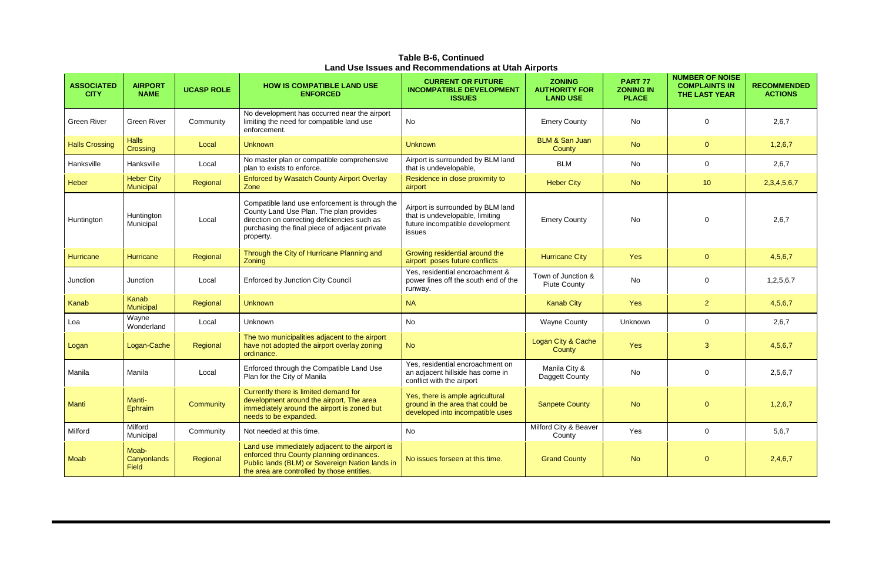**Table B-6, Continued**
**Land Use Issues and Recommendations at Utah Airports**

| ASSOCIATED CITY | AIRPORT NAME | UCASP ROLE | HOW IS COMPATIBLE LAND USE ENFORCED | CURRENT OR FUTURE INCOMPATIBLE DEVELOPMENT ISSUES | ZONING AUTHORITY FOR LAND USE | PART 77 ZONING IN PLACE | NUMBER OF NOISE COMPLAINTS IN THE LAST YEAR | RECOMMENDED ACTIONS |
|---|---|---|---|---|---|---|---|---|
| Green River | Green River | Community | No development has occurred near the airport limiting the need for compatible land use enforcement. | No | Emery County | No | 0 | 2,6,7 |
| Halls Crossing | Halls Crossing | Local | Unknown | Unknown | BLM & San Juan County | No | 0 | 1,2,6,7 |
| Hanksville | Hanksville | Local | No master plan or compatible comprehensive plan to exists to enforce. | Airport is surrounded by BLM land that is undevelopable, | BLM | No | 0 | 2,6,7 |
| Heber | Heber City Municipal | Regional | Enforced by Wasatch County Airport Overlay Zone | Residence in close proximity to airport | Heber City | No | 10 | 2,3,4,5,6,7 |
| Huntington | Huntington Municipal | Local | Compatible land use enforcement is through the County Land Use Plan. The plan provides direction on correcting deficiencies such as purchasing the final piece of adjacent private property. | Airport is surrounded by BLM land that is undevelopable, limiting future incompatible development issues | Emery County | No | 0 | 2,6,7 |
| Hurricane | Hurricane | Regional | Through the City of Hurricane Planning and Zoning | Growing residential around the airport poses future conflicts | Hurricane City | Yes | 0 | 4,5,6,7 |
| Junction | Junction | Local | Enforced by Junction City Council | Yes, residential encroachment & power lines off the south end of the runway. | Town of Junction & Piute County | No | 0 | 1,2,5,6,7 |
| Kanab | Kanab Municipal | Regional | Unknown | NA | Kanab City | Yes | 2 | 4,5,6,7 |
| Loa | Wayne Wonderland | Local | Unknown | No | Wayne County | Unknown | 0 | 2,6,7 |
| Logan | Logan-Cache | Regional | The two municipalities adjacent to the airport have not adopted the airport overlay zoning ordinance. | No | Logan City & Cache County | Yes | 3 | 4,5,6,7 |
| Manila | Manila | Local | Enforced through the Compatible Land Use Plan for the City of Manila | Yes, residential encroachment on an adjacent hillside has come in conflict with the airport | Manila City & Daggett County | No | 0 | 2,5,6,7 |
| Manti | Manti-Ephraim | Community | Currently there is limited demand for development around the airport, The area immediately around the airport is zoned but needs to be expanded. | Yes, there is ample agricultural ground in the area that could be developed into incompatible uses | Sanpete County | No | 0 | 1,2,6,7 |
| Milford | Milford Municipal | Community | Not needed at this time. | No | Milford City & Beaver County | Yes | 0 | 5,6,7 |
| Moab | Moab-Canyonlands Field | Regional | Land use immediately adjacent to the airport is enforced thru County planning ordinances. Public lands (BLM) or Sovereign Nation lands in the area are controlled by those entities. | No issues forseen at this time. | Grand County | No | 0 | 2,4,6,7 |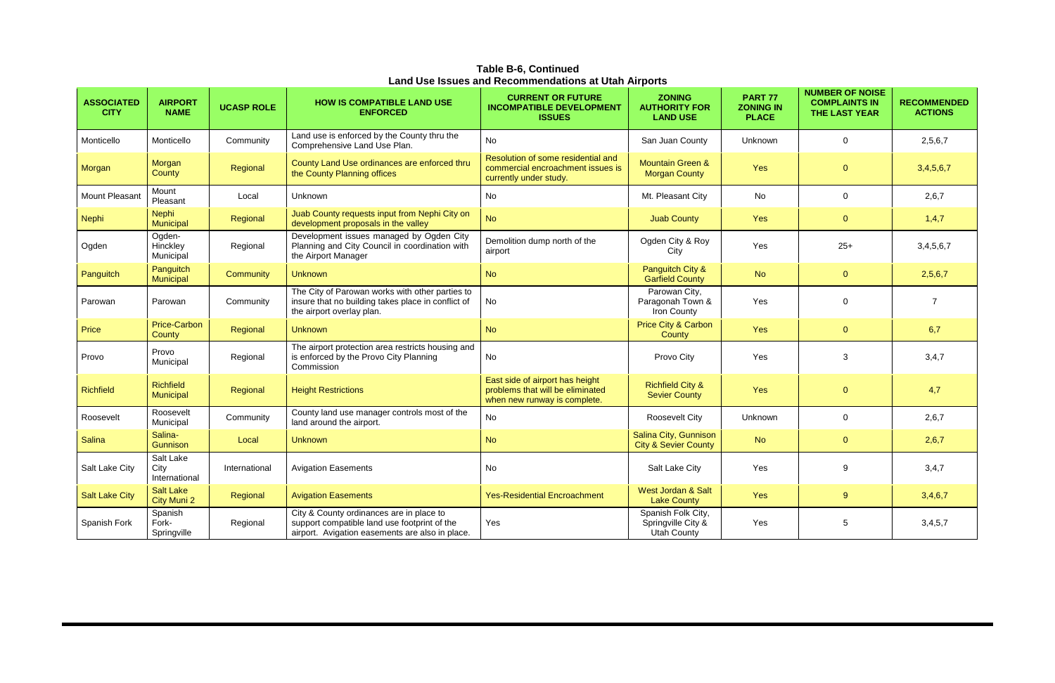**Table B-6, Continued**
**Land Use Issues and Recommendations at Utah Airports**

| ASSOCIATED CITY | AIRPORT NAME | UCASP ROLE | HOW IS COMPATIBLE LAND USE ENFORCED | CURRENT OR FUTURE INCOMPATIBLE DEVELOPMENT ISSUES | ZONING AUTHORITY FOR LAND USE | PART 77 ZONING IN PLACE | NUMBER OF NOISE COMPLAINTS IN THE LAST YEAR | RECOMMENDED ACTIONS |
|---|---|---|---|---|---|---|---|---|
| Monticello | Monticello | Community | Land use is enforced by the County thru the Comprehensive Land Use Plan. | No | San Juan County | Unknown | 0 | 2,5,6,7 |
| Morgan | Morgan County | Regional | County Land Use ordinances are enforced thru the County Planning offices | Resolution of some residential and commercial encroachment issues is currently under study. | Mountain Green & Morgan County | Yes | 0 | 3,4,5,6,7 |
| Mount Pleasant | Mount Pleasant | Local | Unknown | No | Mt. Pleasant City | No | 0 | 2,6,7 |
| Nephi | Nephi Municipal | Regional | Juab County requests input from Nephi City on development proposals in the valley | No | Juab County | Yes | 0 | 1,4,7 |
| Ogden | Ogden-Hinckley Municipal | Regional | Development issues managed by Ogden City Planning and City Council in coordination with the Airport Manager | Demolition dump north of the airport | Ogden City & Roy City | Yes | 25+ | 3,4,5,6,7 |
| Panguitch | Panguitch Municipal | Community | Unknown | No | Panguitch City & Garfield County | No | 0 | 2,5,6,7 |
| Parowan | Parowan | Community | The City of Parowan works with other parties to insure that no building takes place in conflict of the airport overlay plan. | No | Parowan City, Paragonah Town & Iron County | Yes | 0 | 7 |
| Price | Price-Carbon County | Regional | Unknown | No | Price City & Carbon County | Yes | 0 | 6,7 |
| Provo | Provo Municipal | Regional | The airport protection area restricts housing and is enforced by the Provo City Planning Commission | No | Provo City | Yes | 3 | 3,4,7 |
| Richfield | Richfield Municipal | Regional | Height Restrictions | East side of airport has height problems that will be eliminated when new runway is complete. | Richfield City & Sevier County | Yes | 0 | 4,7 |
| Roosevelt | Roosevelt Municipal | Community | County land use manager controls most of the land around the airport. | No | Roosevelt City | Unknown | 0 | 2,6,7 |
| Salina | Salina-Gunnison | Local | Unknown | No | Salina City, Gunnison City & Sevier County | No | 0 | 2,6,7 |
| Salt Lake City | Salt Lake City International | International | Avigation Easements | No | Salt Lake City | Yes | 9 | 3,4,7 |
| Salt Lake City | Salt Lake City Muni 2 | Regional | Avigation Easements | Yes-Residential Encroachment | West Jordan & Salt Lake County | Yes | 9 | 3,4,6,7 |
| Spanish Fork | Spanish Fork-Springville | Regional | City & County ordinances are in place to support compatible land use footprint of the airport. Avigation easements are also in place. | Yes | Spanish Folk City, Springville City & Utah County | Yes | 5 | 3,4,5,7 |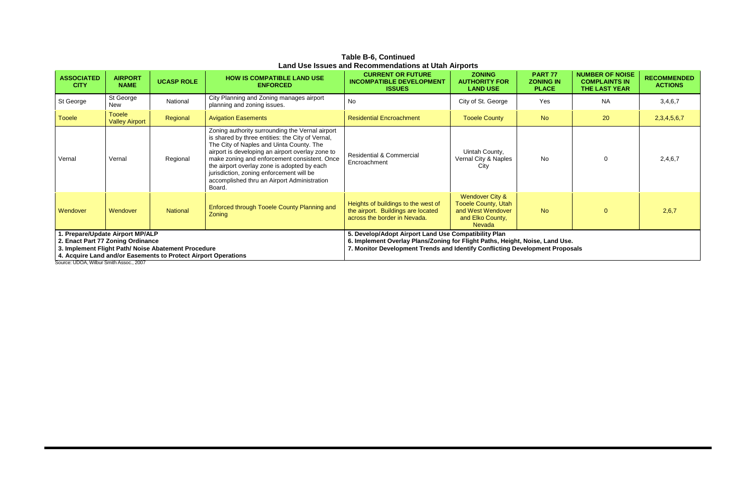## Table B-6, Continued
## Land Use Issues and Recommendations at Utah Airports

| ASSOCIATED CITY | AIRPORT NAME | UCASP ROLE | HOW IS COMPATIBLE LAND USE ENFORCED | CURRENT OR FUTURE INCOMPATIBLE DEVELOPMENT ISSUES | ZONING AUTHORITY FOR LAND USE | PART 77 ZONING IN PLACE | NUMBER OF NOISE COMPLAINTS IN THE LAST YEAR | RECOMMENDED ACTIONS |
|---|---|---|---|---|---|---|---|---|
| St George | St George New | National | City Planning and Zoning manages airport planning and zoning issues. | No | City of St. George | Yes | NA | 3,4,6,7 |
| Tooele | Tooele Valley Airport | Regional | Avigation Easements | Residential Encroachment | Tooele County | No | 20 | 2,3,4,5,6,7 |
| Vernal | Vernal | Regional | Zoning authority surrounding the Vernal airport is shared by three entities: the City of Vernal, The City of Naples and Uinta County. The airport is developing an airport overlay zone to make zoning and enforcement consistent. Once the airport overlay zone is adopted by each jurisdiction, zoning enforcement will be accomplished thru an Airport Administration Board. | Residential & Commercial Encroachment | Uintah County, Vernal City & Naples City | No | 0 | 2,4,6,7 |
| Wendover | Wendover | National | Enforced through Tooele County Planning and Zoning | Heights of buildings to the west of the airport. Buildings are located across the border in Nevada. | Wendover City & Tooele County, Utah and West Wendover and Elko County, Nevada | No | 0 | 2,6,7 |

**1. Prepare/Update Airport MP/ALP**
**2. Enact Part 77 Zoning Ordinance**
**3. Implement Flight Path/ Noise Abatement Procedure**
**4. Acquire Land and/or Easements to Protect Airport Operations**
**5. Develop/Adopt Airport Land Use Compatibility Plan**
**6. Implement Overlay Plans/Zoning for Flight Paths, Height, Noise, Land Use.**
**7. Monitor Development Trends and Identify Conflicting Development Proposals**

Source: UDOA, Wilbur Smith Assoc., 2007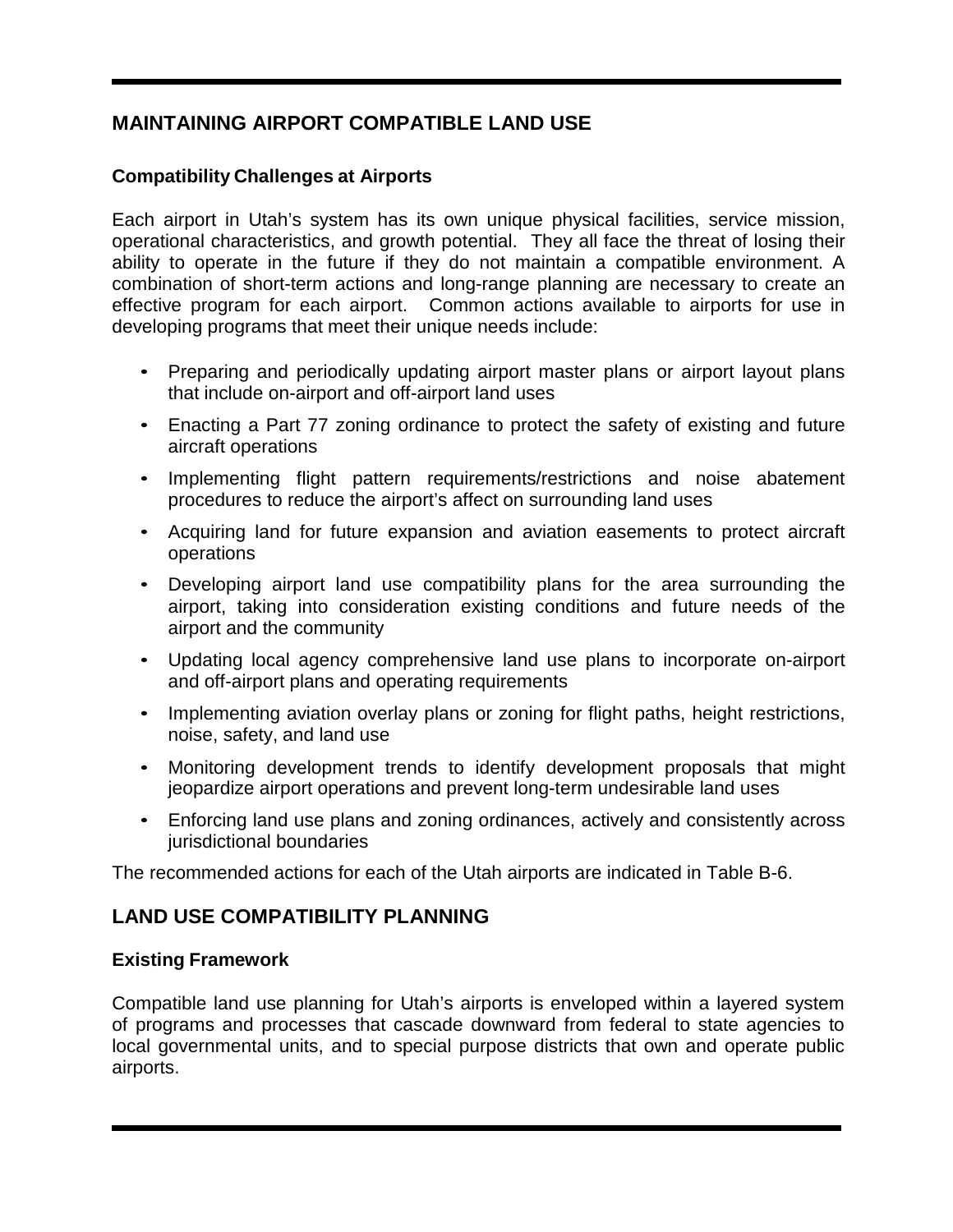## MAINTAINING AIRPORT COMPATIBLE LAND USE

### Compatibility Challenges at Airports

Each airport in Utah's system has its own unique physical facilities, service mission, operational characteristics, and growth potential. They all face the threat of losing their ability to operate in the future if they do not maintain a compatible environment. A combination of short-term actions and long-range planning are necessary to create an effective program for each airport. Common actions available to airports for use in developing programs that meet their unique needs include:

- Preparing and periodically updating airport master plans or airport layout plans that include on-airport and off-airport land uses
- Enacting a Part 77 zoning ordinance to protect the safety of existing and future aircraft operations
- Implementing flight pattern requirements/restrictions and noise abatement procedures to reduce the airport's affect on surrounding land uses
- Acquiring land for future expansion and aviation easements to protect aircraft operations
- Developing airport land use compatibility plans for the area surrounding the airport, taking into consideration existing conditions and future needs of the airport and the community
- Updating local agency comprehensive land use plans to incorporate on-airport and off-airport plans and operating requirements
- Implementing aviation overlay plans or zoning for flight paths, height restrictions, noise, safety, and land use
- Monitoring development trends to identify development proposals that might jeopardize airport operations and prevent long-term undesirable land uses
- Enforcing land use plans and zoning ordinances, actively and consistently across jurisdictional boundaries

The recommended actions for each of the Utah airports are indicated in Table B-6.

## LAND USE COMPATIBILITY PLANNING

### Existing Framework

Compatible land use planning for Utah's airports is enveloped within a layered system of programs and processes that cascade downward from federal to state agencies to local governmental units, and to special purpose districts that own and operate public airports.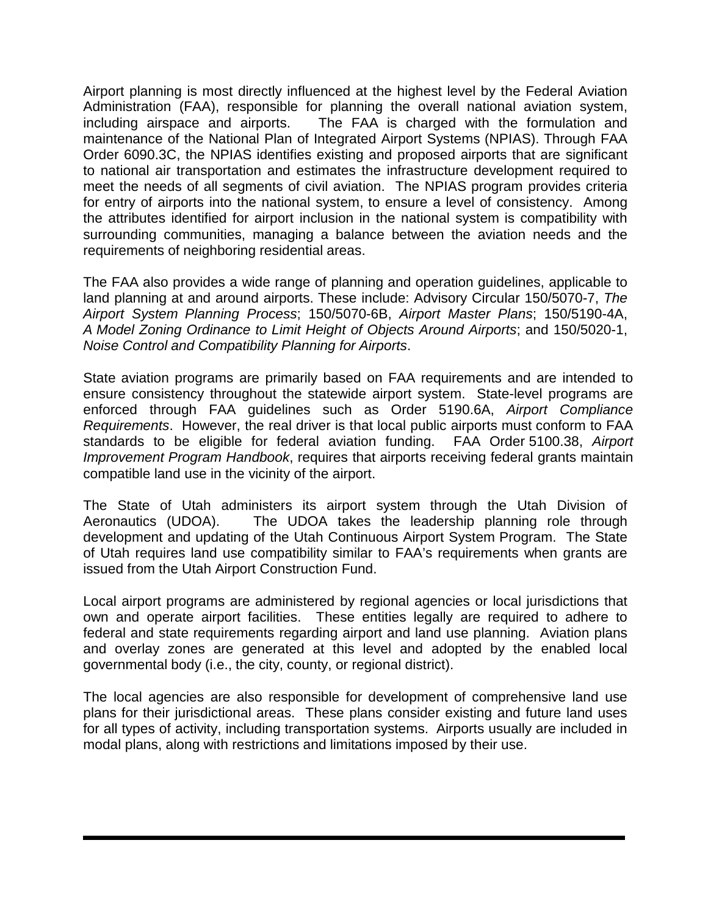Airport planning is most directly influenced at the highest level by the Federal Aviation Administration (FAA), responsible for planning the overall national aviation system, including airspace and airports. The FAA is charged with the formulation and maintenance of the National Plan of Integrated Airport Systems (NPIAS). Through FAA Order 6090.3C, the NPIAS identifies existing and proposed airports that are significant to national air transportation and estimates the infrastructure development required to meet the needs of all segments of civil aviation. The NPIAS program provides criteria for entry of airports into the national system, to ensure a level of consistency. Among the attributes identified for airport inclusion in the national system is compatibility with surrounding communities, managing a balance between the aviation needs and the requirements of neighboring residential areas.

The FAA also provides a wide range of planning and operation guidelines, applicable to land planning at and around airports. These include: Advisory Circular 150/5070-7, *The Airport System Planning Process*; 150/5070-6B, *Airport Master Plans*; 150/5190-4A, *A Model Zoning Ordinance to Limit Height of Objects Around Airports*; and 150/5020-1, *Noise Control and Compatibility Planning for Airports*.

State aviation programs are primarily based on FAA requirements and are intended to ensure consistency throughout the statewide airport system. State-level programs are enforced through FAA guidelines such as Order 5190.6A, *Airport Compliance Requirements*. However, the real driver is that local public airports must conform to FAA standards to be eligible for federal aviation funding. FAA Order 5100.38, *Airport Improvement Program Handbook*, requires that airports receiving federal grants maintain compatible land use in the vicinity of the airport.

The State of Utah administers its airport system through the Utah Division of Aeronautics (UDOA). The UDOA takes the leadership planning role through development and updating of the Utah Continuous Airport System Program. The State of Utah requires land use compatibility similar to FAA's requirements when grants are issued from the Utah Airport Construction Fund.

Local airport programs are administered by regional agencies or local jurisdictions that own and operate airport facilities. These entities legally are required to adhere to federal and state requirements regarding airport and land use planning. Aviation plans and overlay zones are generated at this level and adopted by the enabled local governmental body (i.e., the city, county, or regional district).

The local agencies are also responsible for development of comprehensive land use plans for their jurisdictional areas. These plans consider existing and future land uses for all types of activity, including transportation systems. Airports usually are included in modal plans, along with restrictions and limitations imposed by their use.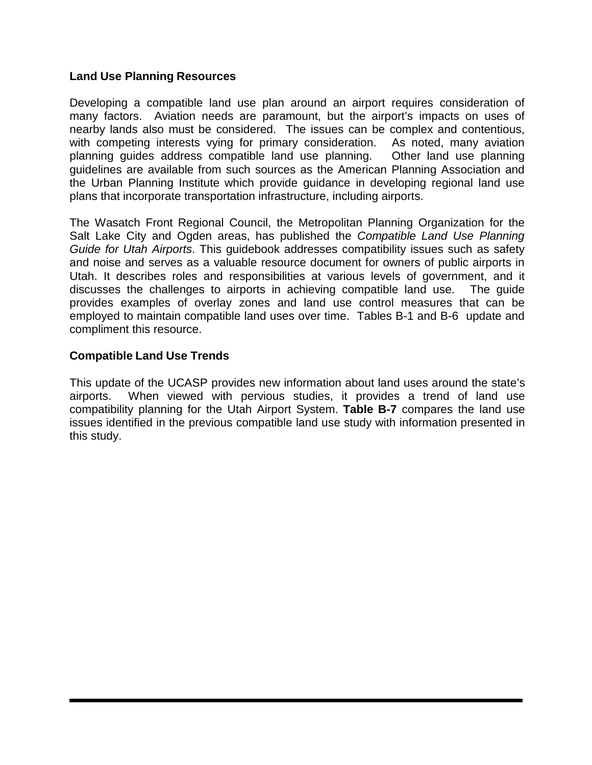**Land Use Planning Resources**

Developing a compatible land use plan around an airport requires consideration of many factors. Aviation needs are paramount, but the airport's impacts on uses of nearby lands also must be considered. The issues can be complex and contentious, with competing interests vying for primary consideration. As noted, many aviation planning guides address compatible land use planning. Other land use planning guidelines are available from such sources as the American Planning Association and the Urban Planning Institute which provide guidance in developing regional land use plans that incorporate transportation infrastructure, including airports.

The Wasatch Front Regional Council, the Metropolitan Planning Organization for the Salt Lake City and Ogden areas, has published the *Compatible Land Use Planning Guide for Utah Airports*. This guidebook addresses compatibility issues such as safety and noise and serves as a valuable resource document for owners of public airports in Utah. It describes roles and responsibilities at various levels of government, and it discusses the challenges to airports in achieving compatible land use. The guide provides examples of overlay zones and land use control measures that can be employed to maintain compatible land uses over time. Tables B-1 and B-6 update and compliment this resource.

**Compatible Land Use Trends**

This update of the UCASP provides new information about land uses around the state's airports. When viewed with pervious studies, it provides a trend of land use compatibility planning for the Utah Airport System. **Table B-7** compares the land use issues identified in the previous compatible land use study with information presented in this study.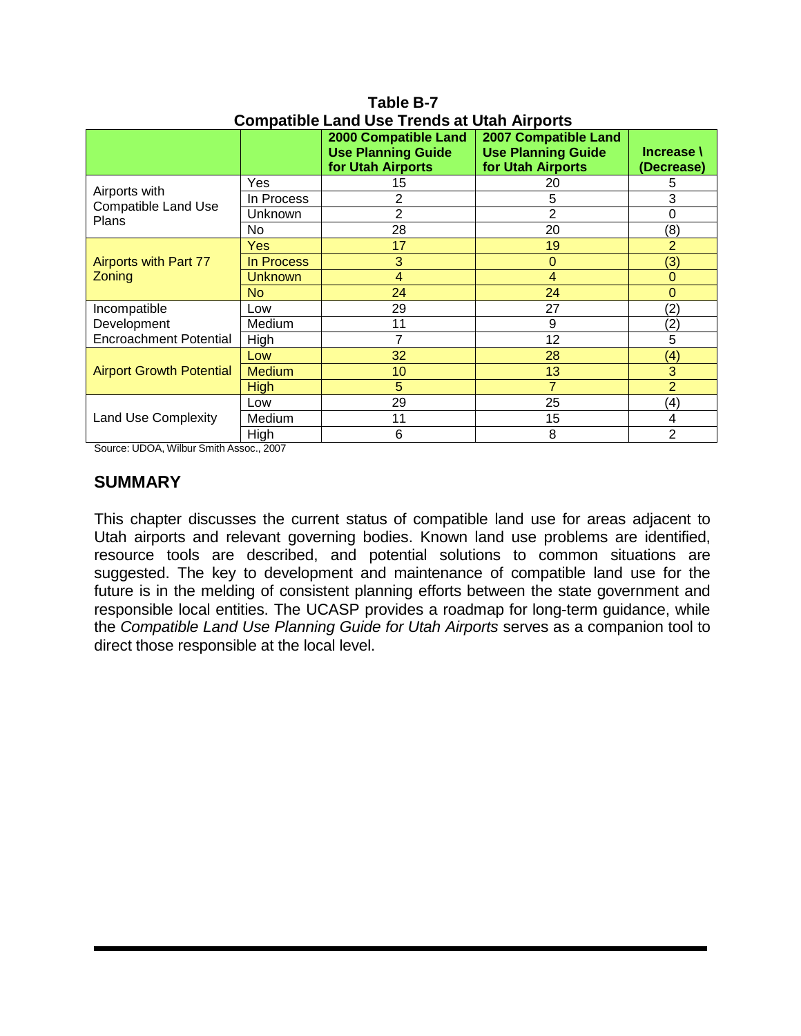**Table B-7**
**Compatible Land Use Trends at Utah Airports**

| | | 2000 Compatible Land Use Planning Guide for Utah Airports | 2007 Compatible Land Use Planning Guide for Utah Airports | Increase \ (Decrease) |
|---|---|---|---|---|
| Airports with Compatible Land Use Plans | Yes | 15 | 20 | 5 |
| | In Process | 2 | 5 | 3 |
| | Unknown | 2 | 2 | 0 |
| | No | 28 | 20 | (8) |
| Airports with Part 77 Zoning | Yes | 17 | 19 | 2 |
| | In Process | 3 | 0 | (3) |
| | Unknown | 4 | 4 | 0 |
| | No | 24 | 24 | 0 |
| Incompatible Development Encroachment Potential | Low | 29 | 27 | (2) |
| | Medium | 11 | 9 | (2) |
| | High | 7 | 12 | 5 |
| Airport Growth Potential | Low | 32 | 28 | (4) |
| | Medium | 10 | 13 | 3 |
| | High | 5 | 7 | 2 |
| Land Use Complexity | Low | 29 | 25 | (4) |
| | Medium | 11 | 15 | 4 |
| | High | 6 | 8 | 2 |

Source: UDOA, Wilbur Smith Assoc., 2007

## SUMMARY

This chapter discusses the current status of compatible land use for areas adjacent to Utah airports and relevant governing bodies. Known land use problems are identified, resource tools are described, and potential solutions to common situations are suggested. The key to development and maintenance of compatible land use for the future is in the melding of consistent planning efforts between the state government and responsible local entities. The UCASP provides a roadmap for long-term guidance, while the *Compatible Land Use Planning Guide for Utah Airports* serves as a companion tool to direct those responsible at the local level.